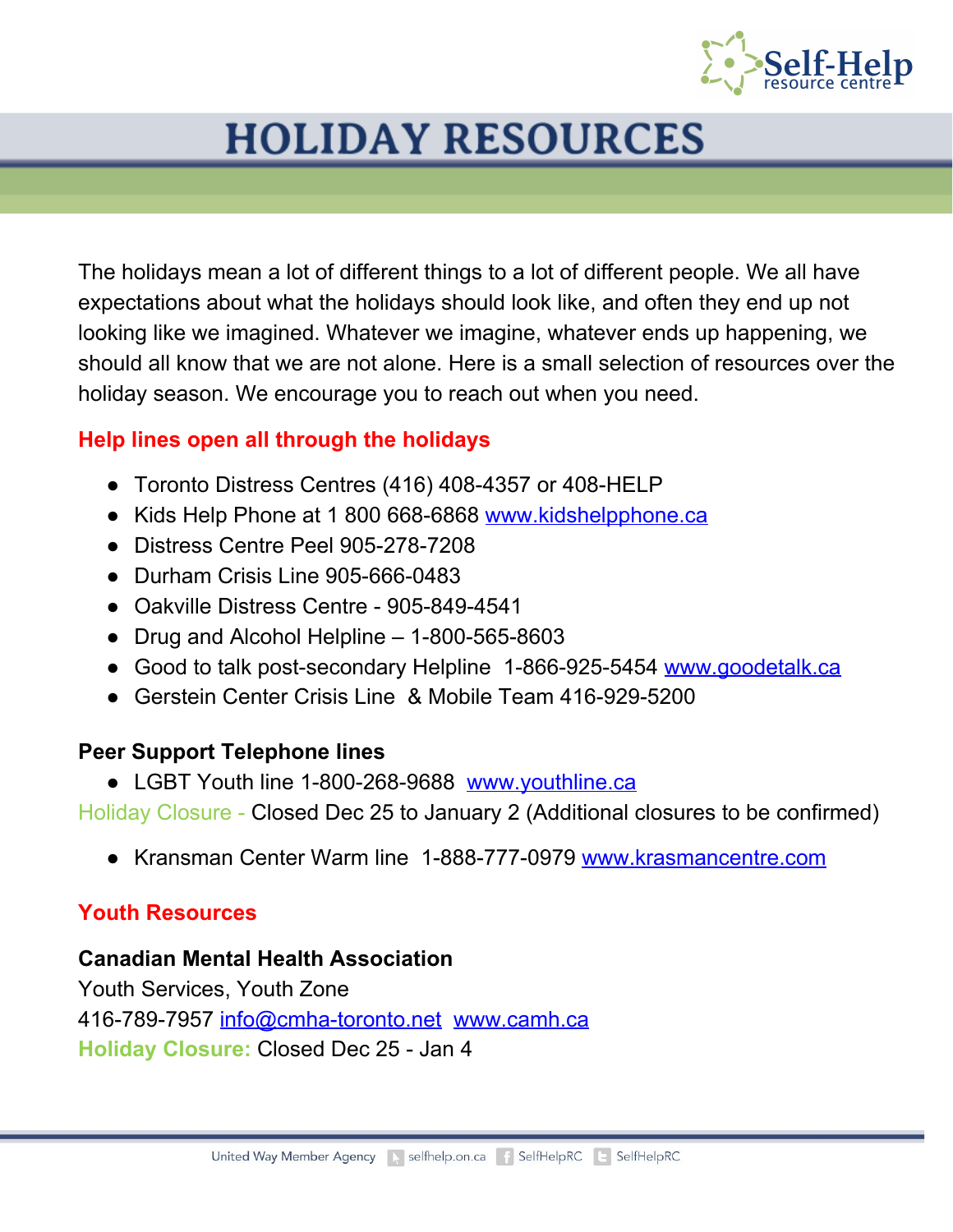# HOLIDAY RESOURCES

The holidays mean a lot of different things to a lot of different people. We all have expectations about what the holidays should look like, and often they end up not looking like we imagined. Whatever we imagine, whatever ends up happening, we should all know that we are not alone. Here is a small selection of resources over the holiday season. We encourage you to reach out when you need.

## Help lines open all through the holidays

- Toronto Distress Centres (416) 408-4357 or 408-HELP
- Kids Help Phone at 1 800 668-6868 www.kidshelpphone.ca
- Distress Centre Peel 905-278-7208
- Durham Crisis Line 905-666-0483
- Oakville Distress Centre - 905-849-4541
- Drug and Alcohol Helpline – 1-800-565-8603
- Good to talk post-secondary Helpline 1-866-925-5454 www.goodetalk.ca
- Gerstein Center Crisis Line & Mobile Team 416-929-5200

### Peer Support Telephone lines

- LGBT Youth line 1-800-268-9688 www.youthline.ca

Holiday Closure - Closed Dec 25 to January 2 (Additional closures to be confirmed)

- Kransman Center Warm line 1-888-777-0979 www.krasmancentre.com

## Youth Resources

**Canadian Mental Health Association**

Youth Services, Youth Zone

416-789-7957 info@cmha-toronto.net www.camh.ca

**Holiday Closure:** Closed Dec 25 - Jan 4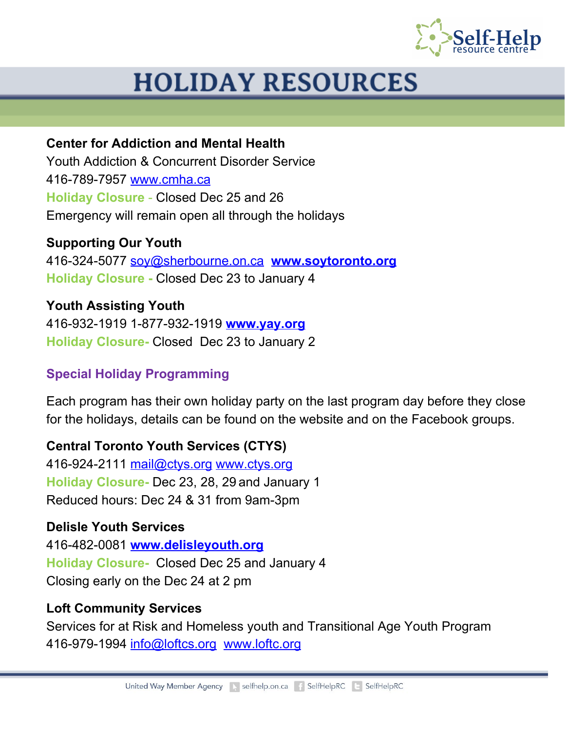# HOLIDAY RESOURCES

**Center for Addiction and Mental Health**
Youth Addiction & Concurrent Disorder Service
416-789-7957 www.cmha.ca
**Holiday Closure** - Closed Dec 25 and 26
Emergency will remain open all through the holidays

**Supporting Our Youth**
416-324-5077 soy@sherbourne.on.ca **www.soytoronto.org**
**Holiday Closure -** Closed Dec 23 to January 4

**Youth Assisting Youth**
416-932-1919 1-877-932-1919 **www.yay.org**
**Holiday Closure-** Closed Dec 23 to January 2

### Special Holiday Programming

Each program has their own holiday party on the last program day before they close for the holidays, details can be found on the website and on the Facebook groups.

**Central Toronto Youth Services (CTYS)**
416-924-2111 mail@ctys.org www.ctys.org
**Holiday Closure-** Dec 23, 28, 29 and January 1
Reduced hours: Dec 24 & 31 from 9am-3pm

**Delisle Youth Services**
416-482-0081 **www.delisleyouth.org**
**Holiday Closure-** Closed Dec 25 and January 4
Closing early on the Dec 24 at 2 pm

**Loft Community Services**
Services for at Risk and Homeless youth and Transitional Age Youth Program
416-979-1994 info@loftcs.org www.loftc.org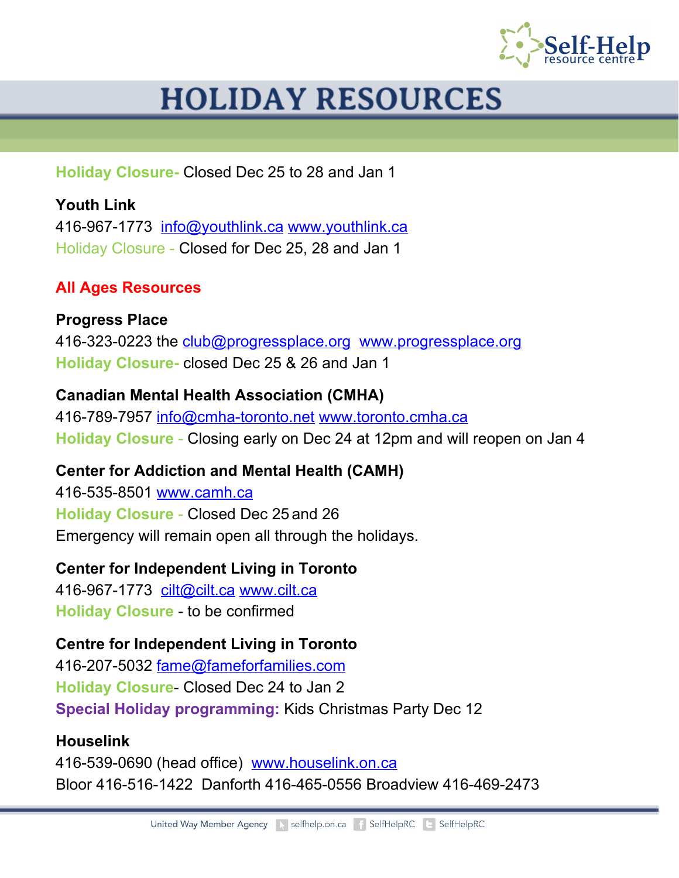# HOLIDAY RESOURCES

**Holiday Closure-** Closed Dec 25 to 28 and Jan 1

**Youth Link**
416-967-1773 [info@youthlink.ca](mailto:info@youthlink.ca) [www.youthlink.ca](http://www.youthlink.ca)
Holiday Closure - Closed for Dec 25, 28 and Jan 1

## All Ages Resources

**Progress Place**
416-323-0223 the [club@progressplace.org](mailto:club@progressplace.org) [www.progressplace.org](http://www.progressplace.org)
**Holiday Closure-** closed Dec 25 & 26 and Jan 1

**Canadian Mental Health Association (CMHA)**
416-789-7957 [info@cmha-toronto.net](mailto:info@cmha-toronto.net) [www.toronto.cmha.ca](http://www.toronto.cmha.ca)
**Holiday Closure** - Closing early on Dec 24 at 12pm and will reopen on Jan 4

**Center for Addiction and Mental Health (CAMH)**
416-535-8501 [www.camh.ca](http://www.camh.ca)
**Holiday Closure** - Closed Dec 25 and 26
Emergency will remain open all through the holidays.

**Center for Independent Living in Toronto**
416-967-1773 [cilt@cilt.ca](mailto:cilt@cilt.ca) [www.cilt.ca](http://www.cilt.ca)
**Holiday Closure** - to be confirmed

**Centre for Independent Living in Toronto**
416-207-5032 [fame@fameforfamilies.com](mailto:fame@fameforfamilies.com)
**Holiday Closure**- Closed Dec 24 to Jan 2
**Special Holiday programming:** Kids Christmas Party Dec 12

**Houselink**
416-539-0690 (head office) [www.houselink.on.ca](http://www.houselink.on.ca)
Bloor 416-516-1422 Danforth 416-465-0556 Broadview 416-469-2473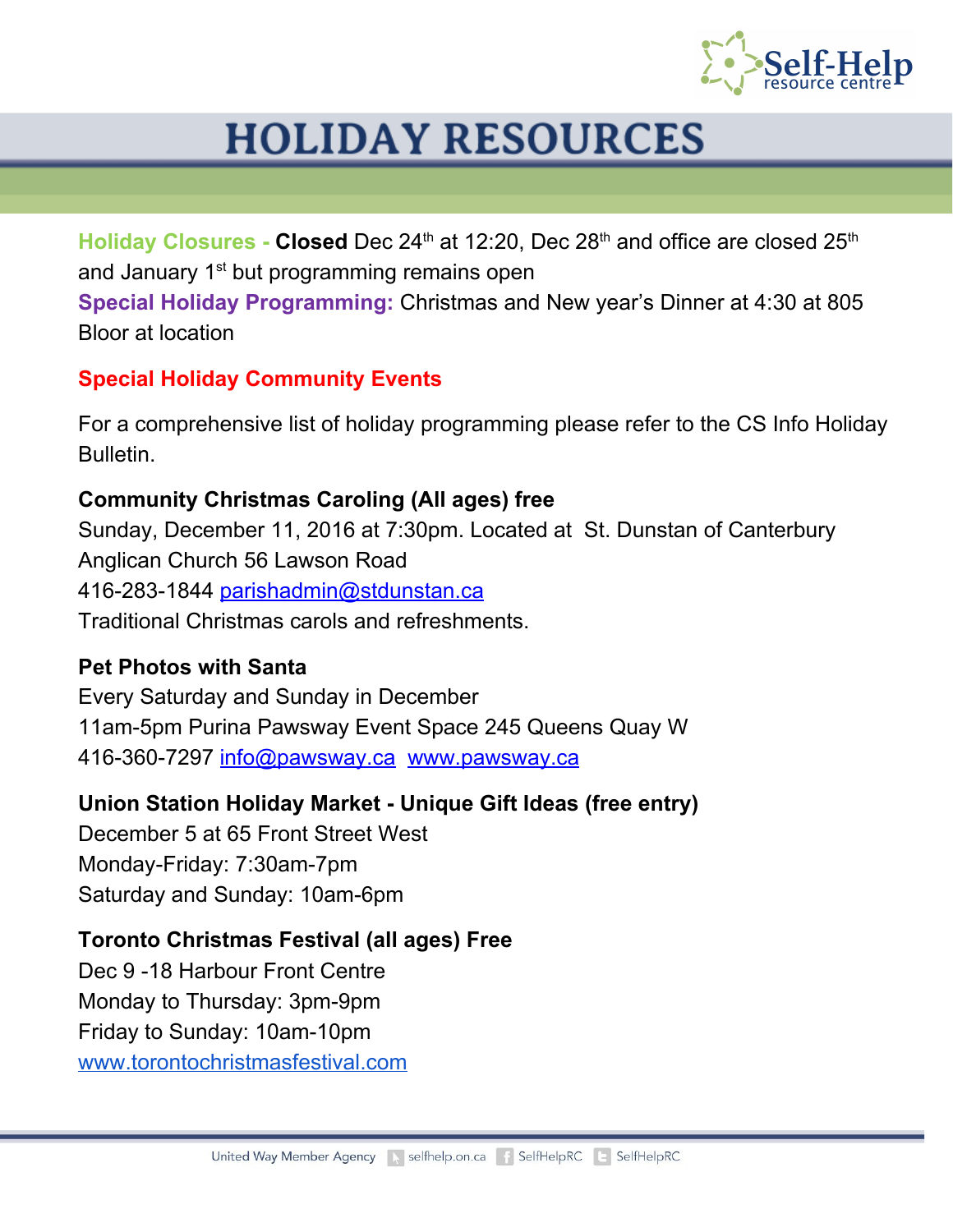# HOLIDAY RESOURCES

**Holiday Closures - Closed** Dec 24th at 12:20, Dec 28th and office are closed 25th and January 1st but programming remains open

**Special Holiday Programming:** Christmas and New year's Dinner at 4:30 at 805 Bloor at location

## Special Holiday Community Events

For a comprehensive list of holiday programming please refer to the CS Info Holiday Bulletin.

**Community Christmas Caroling (All ages) free**
Sunday, December 11, 2016 at 7:30pm. Located at St. Dunstan of Canterbury Anglican Church 56 Lawson Road
416-283-1844 parishadmin@stdunstan.ca
Traditional Christmas carols and refreshments.

**Pet Photos with Santa**
Every Saturday and Sunday in December
11am-5pm Purina Pawsway Event Space 245 Queens Quay W
416-360-7297 info@pawsway.ca www.pawsway.ca

**Union Station Holiday Market - Unique Gift Ideas (free entry)**
December 5 at 65 Front Street West
Monday-Friday: 7:30am-7pm
Saturday and Sunday: 10am-6pm

**Toronto Christmas Festival (all ages) Free**
Dec 9 -18 Harbour Front Centre
Monday to Thursday: 3pm-9pm
Friday to Sunday: 10am-10pm
www.torontochristmasfestival.com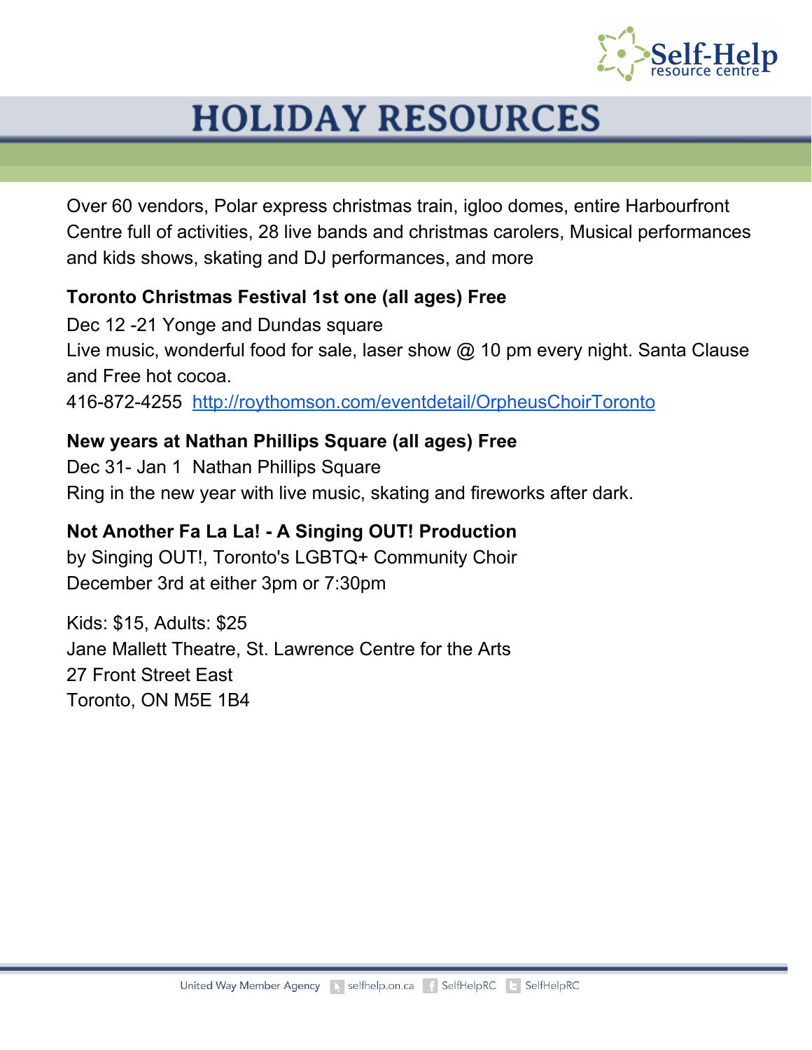# HOLIDAY RESOURCES

Over 60 vendors, Polar express christmas train, igloo domes, entire Harbourfront Centre full of activities, 28 live bands and christmas carolers, Musical performances and kids shows, skating and DJ performances, and more

**Toronto Christmas Festival 1st one (all ages) Free**

Dec 12 -21 Yonge and Dundas square

Live music, wonderful food for sale, laser show @ 10 pm every night. Santa Clause and Free hot cocoa.

416-872-4255 [http://roythomson.com/eventdetail/OrpheusChoirToronto](http://roythomson.com/eventdetail/OrpheusChoirToronto)

**New years at Nathan Phillips Square (all ages) Free**

Dec 31- Jan 1 Nathan Phillips Square

Ring in the new year with live music, skating and fireworks after dark.

**Not Another Fa La La! - A Singing OUT! Production**

by Singing OUT!, Toronto's LGBTQ+ Community Choir

December 3rd at either 3pm or 7:30pm

Kids: $15, Adults: $25

Jane Mallett Theatre, St. Lawrence Centre for the Arts

27 Front Street East

Toronto, ON M5E 1B4